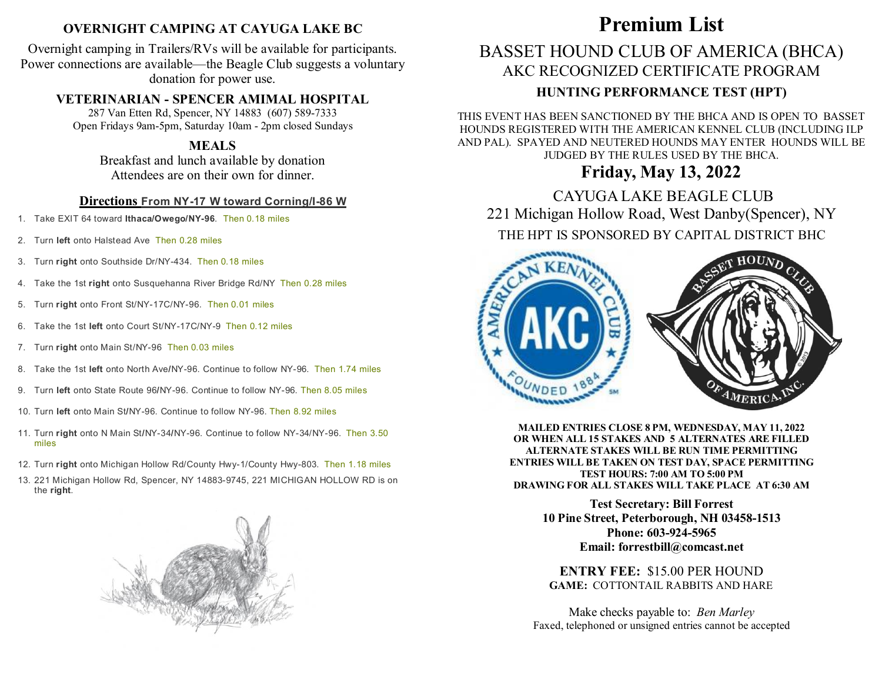## OVERNIGHT CAMPING AT CAYUGA LAKE BC

Overnight camping in Trailers/RVs will be available for participants. Power connections are available—the Beagle Club suggests a voluntary donation for power use.

### VETERINARIAN - SPENCER AMIMAL HOSPITAL

287 Van Etten Rd, Spencer, NY 14883 (607) 589-7333
Open Fridays 9am-5pm, Saturday 10am - 2pm closed Sundays

### MEALS

Breakfast and lunch available by donation
Attendees are on their own for dinner.

### Directions From NY-17 W toward Corning/I-86 W

1. Take EXIT 64 toward **Ithaca/Owego/NY-96**. Then 0.18 miles
2. Turn **left** onto Halstead Ave Then 0.28 miles
3. Turn **right** onto Southside Dr/NY-434. Then 0.18 miles
4. Take the 1st **right** onto Susquehanna River Bridge Rd/NY Then 0.28 miles
5. Turn **right** onto Front St/NY-17C/NY-96. Then 0.01 miles
6. Take the 1st **left** onto Court St/NY-17C/NY-9 Then 0.12 miles
7. Turn **right** onto Main St/NY-96 Then 0.03 miles
8. Take the 1st **left** onto North Ave/NY-96. Continue to follow NY-96. Then 1.74 miles
9. Turn **left** onto State Route 96/NY-96. Continue to follow NY-96. Then 8.05 miles
10. Turn **left** onto Main St/NY-96. Continue to follow NY-96. Then 8.92 miles
11. Turn **right** onto N Main St/NY-34/NY-96. Continue to follow NY-34/NY-96. Then 3.50 miles
12. Turn **right** onto Michigan Hollow Rd/County Hwy-1/County Hwy-803. Then 1.18 miles
13. 221 Michigan Hollow Rd, Spencer, NY 14883-9745, 221 MICHIGAN HOLLOW RD is on the **right**.

# Premium List

## BASSET HOUND CLUB OF AMERICA (BHCA)

## AKC RECOGNIZED CERTIFICATE PROGRAM

### HUNTING PERFORMANCE TEST (HPT)

THIS EVENT HAS BEEN SANCTIONED BY THE BHCA AND IS OPEN TO BASSET HOUNDS REGISTERED WITH THE AMERICAN KENNEL CLUB (INCLUDING ILP AND PAL). SPAYED AND NEUTERED HOUNDS MAY ENTER HOUNDS WILL BE JUDGED BY THE RULES USED BY THE BHCA.

## Friday, May 13, 2022

CAYUGA LAKE BEAGLE CLUB
221 Michigan Hollow Road, West Danby(Spencer), NY

THE HPT IS SPONSORED BY CAPITAL DISTRICT BHC

**MAILED ENTRIES CLOSE 8 PM, WEDNESDAY, MAY 11, 2022**
**OR WHEN ALL 15 STAKES AND 5 ALTERNATES ARE FILLED**
**ALTERNATE STAKES WILL BE RUN TIME PERMITTING**
**ENTRIES WILL BE TAKEN ON TEST DAY, SPACE PERMITTING**
**TEST HOURS: 7:00 AM TO 5:00 PM**
**DRAWING FOR ALL STAKES WILL TAKE PLACE AT 6:30 AM**

**Test Secretary: Bill Forrest**
**10 Pine Street, Peterborough, NH 03458-1513**
**Phone: 603-924-5965**
**Email: forrestbill@comcast.net**

**ENTRY FEE:** $15.00 PER HOUND
**GAME:** COTTONTAIL RABBITS AND HARE

Make checks payable to: *Ben Marley*
Faxed, telephoned or unsigned entries cannot be accepted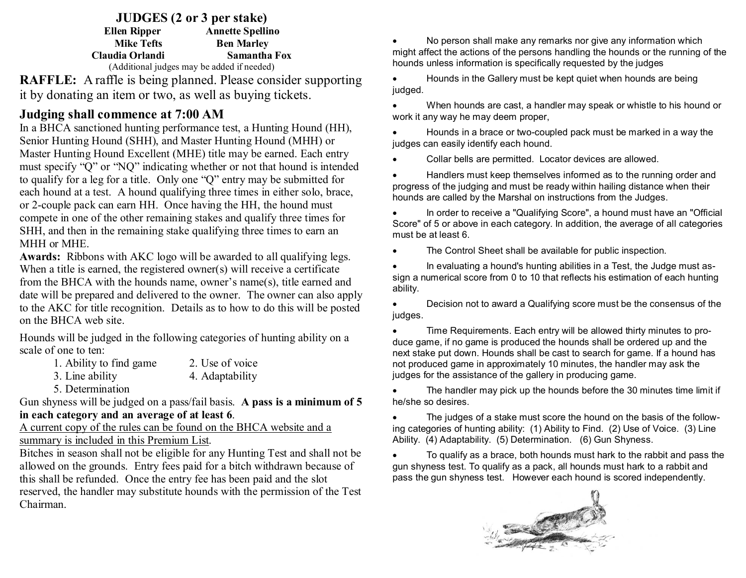## JUDGES (2 or 3 per stake)

**Ellen Ripper** **Annette Spellino**
**Mike Tefts** **Ben Marley**
**Claudia Orlandi** **Samantha Fox**
(Additional judges may be added if needed)

**RAFFLE:** A raffle is being planned. Please consider supporting it by donating an item or two, as well as buying tickets.

## Judging shall commence at 7:00 AM

In a BHCA sanctioned hunting performance test, a Hunting Hound (HH), Senior Hunting Hound (SHH), and Master Hunting Hound (MHH) or Master Hunting Hound Excellent (MHE) title may be earned. Each entry must specify "Q" or "NQ" indicating whether or not that hound is intended to qualify for a leg for a title. Only one "Q" entry may be submitted for each hound at a test. A hound qualifying three times in either solo, brace, or 2-couple pack can earn HH. Once having the HH, the hound must compete in one of the other remaining stakes and qualify three times for SHH, and then in the remaining stake qualifying three times to earn an MHH or MHE.

**Awards:** Ribbons with AKC logo will be awarded to all qualifying legs. When a title is earned, the registered owner(s) will receive a certificate from the BHCA with the hounds name, owner's name(s), title earned and date will be prepared and delivered to the owner. The owner can also apply to the AKC for title recognition. Details as to how to do this will be posted on the BHCA web site.

Hounds will be judged in the following categories of hunting ability on a scale of one to ten:

1. Ability to find game
2. Use of voice
3. Line ability
4. Adaptability
5. Determination

Gun shyness will be judged on a pass/fail basis. **A pass is a minimum of 5 in each category and an average of at least 6**.

<u>A current copy of the rules can be found on the BHCA website and a summary is included in this Premium List</u>.

Bitches in season shall not be eligible for any Hunting Test and shall not be allowed on the grounds. Entry fees paid for a bitch withdrawn because of this shall be refunded. Once the entry fee has been paid and the slot reserved, the handler may substitute hounds with the permission of the Test Chairman.

- No person shall make any remarks nor give any information which might affect the actions of the persons handling the hounds or the running of the hounds unless information is specifically requested by the judges
- Hounds in the Gallery must be kept quiet when hounds are being judged.
- When hounds are cast, a handler may speak or whistle to his hound or work it any way he may deem proper,
- Hounds in a brace or two-coupled pack must be marked in a way the judges can easily identify each hound.
- Collar bells are permitted. Locator devices are allowed.
- Handlers must keep themselves informed as to the running order and progress of the judging and must be ready within hailing distance when their hounds are called by the Marshal on instructions from the Judges.
- In order to receive a "Qualifying Score", a hound must have an "Official Score" of 5 or above in each category. In addition, the average of all categories must be at least 6.
- The Control Sheet shall be available for public inspection.
- In evaluating a hound's hunting abilities in a Test, the Judge must assign a numerical score from 0 to 10 that reflects his estimation of each hunting ability.
- Decision not to award a Qualifying score must be the consensus of the judges.
- Time Requirements. Each entry will be allowed thirty minutes to produce game, if no game is produced the hounds shall be ordered up and the next stake put down. Hounds shall be cast to search for game. If a hound has not produced game in approximately 10 minutes, the handler may ask the judges for the assistance of the gallery in producing game.
- The handler may pick up the hounds before the 30 minutes time limit if he/she so desires.
- The judges of a stake must score the hound on the basis of the following categories of hunting ability: (1) Ability to Find. (2) Use of Voice. (3) Line Ability. (4) Adaptability. (5) Determination. (6) Gun Shyness.
- To qualify as a brace, both hounds must hark to the rabbit and pass the gun shyness test. To qualify as a pack, all hounds must hark to a rabbit and pass the gun shyness test. However each hound is scored independently.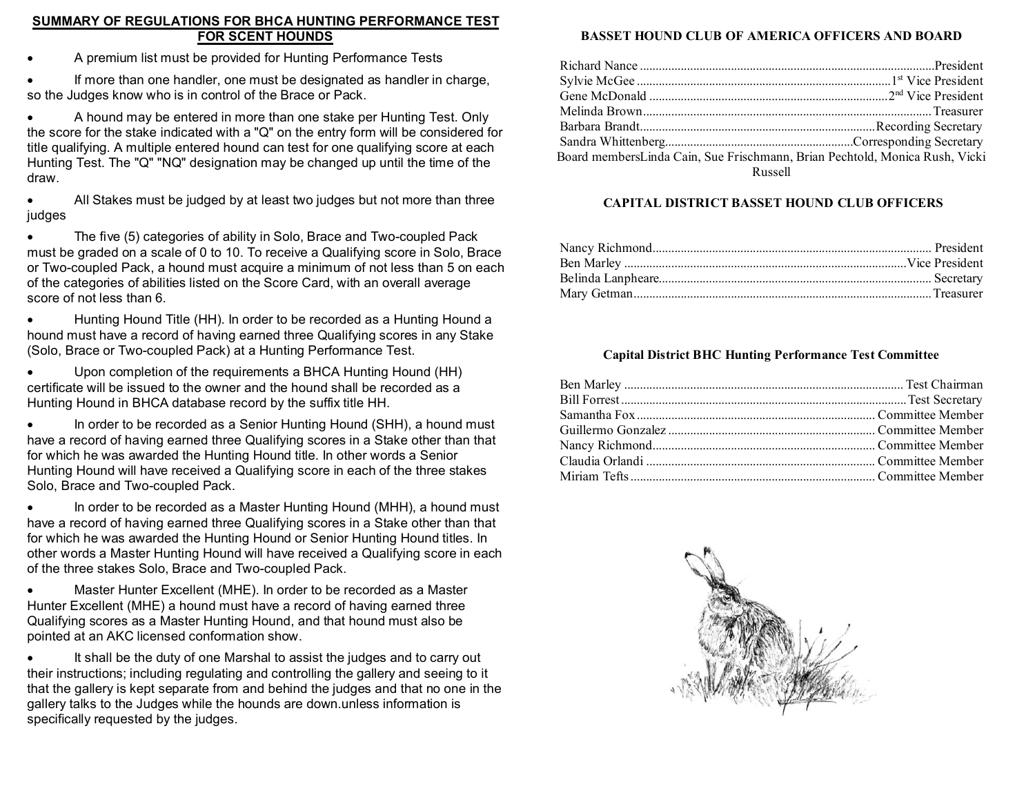## SUMMARY OF REGULATIONS FOR BHCA HUNTING PERFORMANCE TEST FOR SCENT HOUNDS

- A premium list must be provided for Hunting Performance Tests
- If more than one handler, one must be designated as handler in charge, so the Judges know who is in control of the Brace or Pack.
- A hound may be entered in more than one stake per Hunting Test. Only the score for the stake indicated with a "Q" on the entry form will be considered for title qualifying. A multiple entered hound can test for one qualifying score at each Hunting Test. The "Q" "NQ" designation may be changed up until the time of the draw.
- All Stakes must be judged by at least two judges but not more than three judges
- The five (5) categories of ability in Solo, Brace and Two-coupled Pack must be graded on a scale of 0 to 10. To receive a Qualifying score in Solo, Brace or Two-coupled Pack, a hound must acquire a minimum of not less than 5 on each of the categories of abilities listed on the Score Card, with an overall average score of not less than 6.
- Hunting Hound Title (HH). In order to be recorded as a Hunting Hound a hound must have a record of having earned three Qualifying scores in any Stake (Solo, Brace or Two-coupled Pack) at a Hunting Performance Test.
- Upon completion of the requirements a BHCA Hunting Hound (HH) certificate will be issued to the owner and the hound shall be recorded as a Hunting Hound in BHCA database record by the suffix title HH.
- In order to be recorded as a Senior Hunting Hound (SHH), a hound must have a record of having earned three Qualifying scores in a Stake other than that for which he was awarded the Hunting Hound title. In other words a Senior Hunting Hound will have received a Qualifying score in each of the three stakes Solo, Brace and Two-coupled Pack.
- In order to be recorded as a Master Hunting Hound (MHH), a hound must have a record of having earned three Qualifying scores in a Stake other than that for which he was awarded the Hunting Hound or Senior Hunting Hound titles. In other words a Master Hunting Hound will have received a Qualifying score in each of the three stakes Solo, Brace and Two-coupled Pack.
- Master Hunter Excellent (MHE). In order to be recorded as a Master Hunter Excellent (MHE) a hound must have a record of having earned three Qualifying scores as a Master Hunting Hound, and that hound must also be pointed at an AKC licensed conformation show.
- It shall be the duty of one Marshal to assist the judges and to carry out their instructions; including regulating and controlling the gallery and seeing to it that the gallery is kept separate from and behind the judges and that no one in the gallery talks to the Judges while the hounds are down.unless information is specifically requested by the judges.

### BASSET HOUND CLUB OF AMERICA OFFICERS AND BOARD

Richard Nance ........ President
Sylvie McGee ........ 1st Vice President
Gene McDonald ........ 2nd Vice President
Melinda Brown ........ Treasurer
Barbara Brandt ........ Recording Secretary
Sandra Whittenberg ........ Corresponding Secretary
Board membersLinda Cain, Sue Frischmann, Brian Pechtold, Monica Rush, Vicki Russell

### CAPITAL DISTRICT BASSET HOUND CLUB OFFICERS

Nancy Richmond ........ President
Ben Marley ........ Vice President
Belinda Lanpheare ........ Secretary
Mary Getman ........ Treasurer

### Capital District BHC Hunting Performance Test Committee

Ben Marley ........ Test Chairman
Bill Forrest ........ Test Secretary
Samantha Fox ........ Committee Member
Guillermo Gonzalez ........ Committee Member
Nancy Richmond ........ Committee Member
Claudia Orlandi ........ Committee Member
Miriam Tefts ........ Committee Member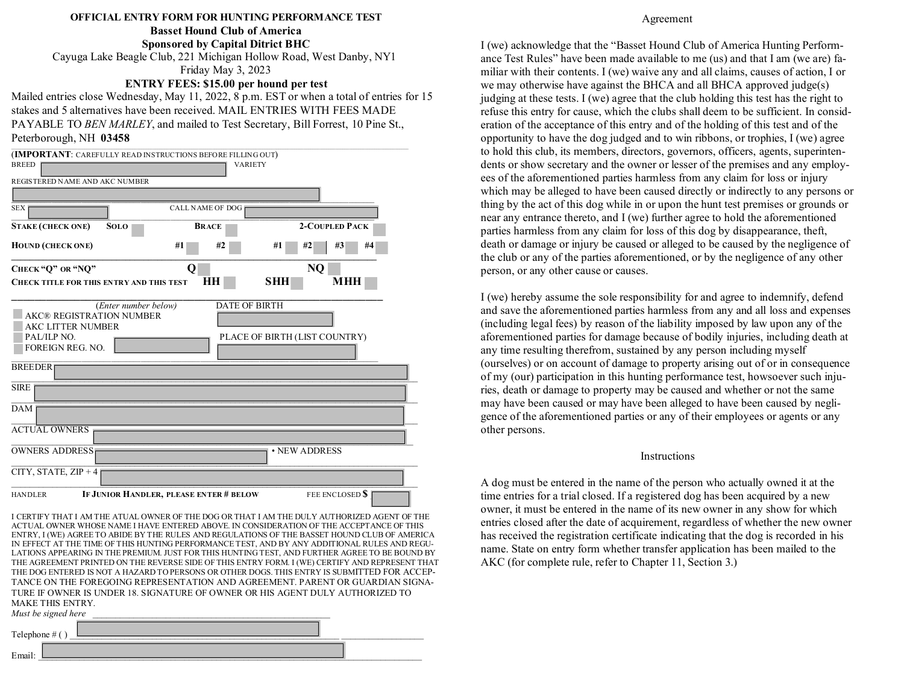**OFFICIAL ENTRY FORM FOR HUNTING PERFORMANCE TEST**
**Basset Hound Club of America**
**Sponsored by Capital District BHC**
Cayuga Lake Beagle Club, 221 Michigan Hollow Road, West Danby, NY1
Friday May 3, 2023
**ENTRY FEES: $15.00 per hound per test**

Mailed entries close Wednesday, May 11, 2022, 8 p.m. EST or when a total of entries for 15 stakes and 5 alternatives have been received. MAIL ENTRIES WITH FEES MADE PAYABLE TO *BEN MARLEY*, and mailed to Test Secretary, Bill Forrest, 10 Pine St., Peterborough, NH **03458**

(**IMPORTANT**: CAREFULLY READ INSTRUCTIONS BEFORE FILLING OUT)

BREED ______ VARIETY

REGISTERED NAME AND AKC NUMBER ______

SEX ______ CALL NAME OF DOG ______

**STAKE (CHECK ONE)** **SOLO** ☐ **BRACE** ☐ **2-COUPLED PACK** ☐

**HOUND (CHECK ONE)** #1 ☐ #2 ☐ #1 ☐ #2 ☐ #3 ☐ #4 ☐

**CHECK "Q" OR "NQ"** **Q** ☐ **NQ** ☐

**CHECK TITLE FOR THIS ENTRY AND THIS TEST** **HH** ☐ **SHH** ☐ **MHH** ☐

(*Enter number below*)

☐ AKC® REGISTRATION NUMBER
☐ AKC LITTER NUMBER
☐ PAL/ILP NO.
☐ FOREIGN REG. NO. ______

DATE OF BIRTH ______

PLACE OF BIRTH (LIST COUNTRY) ______

BREEDER ______

SIRE ______

DAM ______

ACTUAL OWNERS ______

OWNERS ADDRESS ______ • NEW ADDRESS

CITY, STATE, ZIP + 4 ______

HANDLER **IF JUNIOR HANDLER, PLEASE ENTER # BELOW** FEE ENCLOSED **$** ______

I CERTIFY THAT I AM THE ATUAL OWNER OF THE DOG OR THAT I AM THE DULY AUTHORIZED AGENT OF THE ACTUAL OWNER WHOSE NAME I HAVE ENTERED ABOVE. IN CONSIDERATION OF THE ACCEPTANCE OF THIS ENTRY, I (WE) AGREE TO ABIDE BY THE RULES AND REGULATIONS OF THE BASSET HOUND CLUB OF AMERICA IN EFFECT AT THE TIME OF THIS HUNTING PERFORMANCE TEST, AND BY ANY ADDITIONAL RULES AND REGULATIONS APPEARING IN THE PREMIUM. JUST FOR THIS HUNTING TEST, AND FURTHER AGREE TO BE BOUND BY THE AGREEMENT PRINTED ON THE REVERSE SIDE OF THIS ENTRY FORM. I (WE) CERTIFY AND REPRESENT THAT THE DOG ENTERED IS NOT A HAZARD TO PERSONS OR OTHER DOGS. THIS ENTRY IS SUBMITTED FOR ACCEPTANCE ON THE FOREGOING REPRESENTATION AND AGREEMENT. PARENT OR GUARDIAN SIGNATURE IF OWNER IS UNDER 18. SIGNATURE OF OWNER OR HIS AGENT DULY AUTHORIZED TO MAKE THIS ENTRY.

*Must be signed here* ______

Telephone # ( ) ______

Email: ______

## Agreement

I (we) acknowledge that the "Basset Hound Club of America Hunting Performance Test Rules" have been made available to me (us) and that I am (we are) familiar with their contents. I (we) waive any and all claims, causes of action, I or we may otherwise have against the BHCA and all BHCA approved judge(s) judging at these tests. I (we) agree that the club holding this test has the right to refuse this entry for cause, which the clubs shall deem to be sufficient. In consideration of the acceptance of this entry and of the holding of this test and of the opportunity to have the dog judged and to win ribbons, or trophies, I (we) agree to hold this club, its members, directors, governors, officers, agents, superintendents or show secretary and the owner or lesser of the premises and any employees of the aforementioned parties harmless from any claim for loss or injury which may be alleged to have been caused directly or indirectly to any persons or thing by the act of this dog while in or upon the hunt test premises or grounds or near any entrance thereto, and I (we) further agree to hold the aforementioned parties harmless from any claim for loss of this dog by disappearance, theft, death or damage or injury be caused or alleged to be caused by the negligence of the club or any of the parties aforementioned, or by the negligence of any other person, or any other cause or causes.

I (we) hereby assume the sole responsibility for and agree to indemnify, defend and save the aforementioned parties harmless from any and all loss and expenses (including legal fees) by reason of the liability imposed by law upon any of the aforementioned parties for damage because of bodily injuries, including death at any time resulting therefrom, sustained by any person including myself (ourselves) or on account of damage to property arising out of or in consequence of my (our) participation in this hunting performance test, howsoever such injuries, death or damage to property may be caused and whether or not the same may have been caused or may have been alleged to have been caused by negligence of the aforementioned parties or any of their employees or agents or any other persons.

## Instructions

A dog must be entered in the name of the person who actually owned it at the time entries for a trial closed. If a registered dog has been acquired by a new owner, it must be entered in the name of its new owner in any show for which entries closed after the date of acquirement, regardless of whether the new owner has received the registration certificate indicating that the dog is recorded in his name. State on entry form whether transfer application has been mailed to the AKC (for complete rule, refer to Chapter 11, Section 3.)